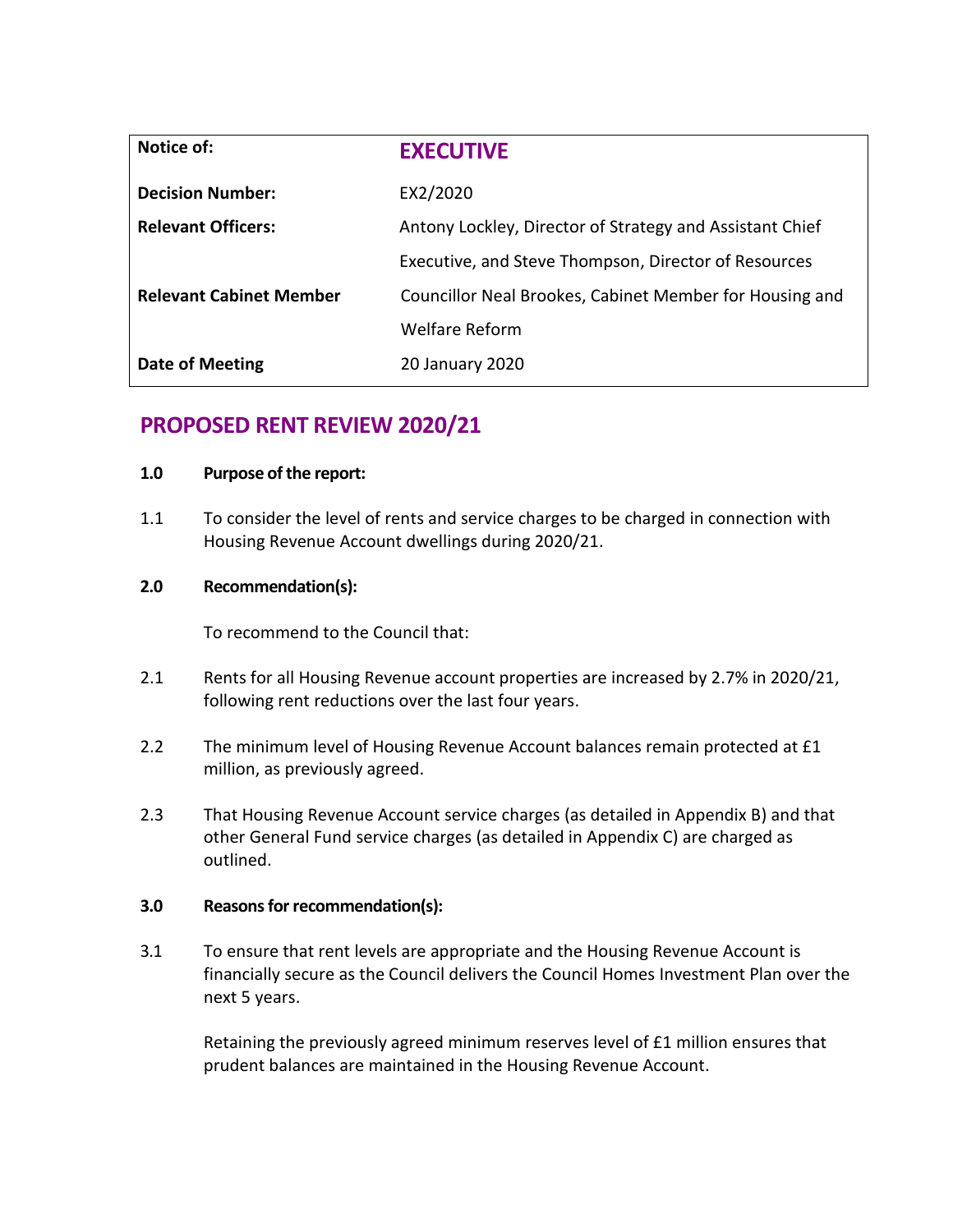| Notice of: | **EXECUTIVE** |
|---|---|
| **Decision Number:** | EX2/2020 |
| **Relevant Officers:** | Antony Lockley, Director of Strategy and Assistant Chief Executive, and Steve Thompson, Director of Resources |
| **Relevant Cabinet Member** | Councillor Neal Brookes, Cabinet Member for Housing and Welfare Reform |
| **Date of Meeting** | 20 January 2020 |

# PROPOSED RENT REVIEW 2020/21

**1.0 Purpose of the report:**

1.1 To consider the level of rents and service charges to be charged in connection with Housing Revenue Account dwellings during 2020/21.

**2.0 Recommendation(s):**

To recommend to the Council that:

2.1 Rents for all Housing Revenue account properties are increased by 2.7% in 2020/21, following rent reductions over the last four years.

2.2 The minimum level of Housing Revenue Account balances remain protected at £1 million, as previously agreed.

2.3 That Housing Revenue Account service charges (as detailed in Appendix B) and that other General Fund service charges (as detailed in Appendix C) are charged as outlined.

**3.0 Reasons for recommendation(s):**

3.1 To ensure that rent levels are appropriate and the Housing Revenue Account is financially secure as the Council delivers the Council Homes Investment Plan over the next 5 years.

Retaining the previously agreed minimum reserves level of £1 million ensures that prudent balances are maintained in the Housing Revenue Account.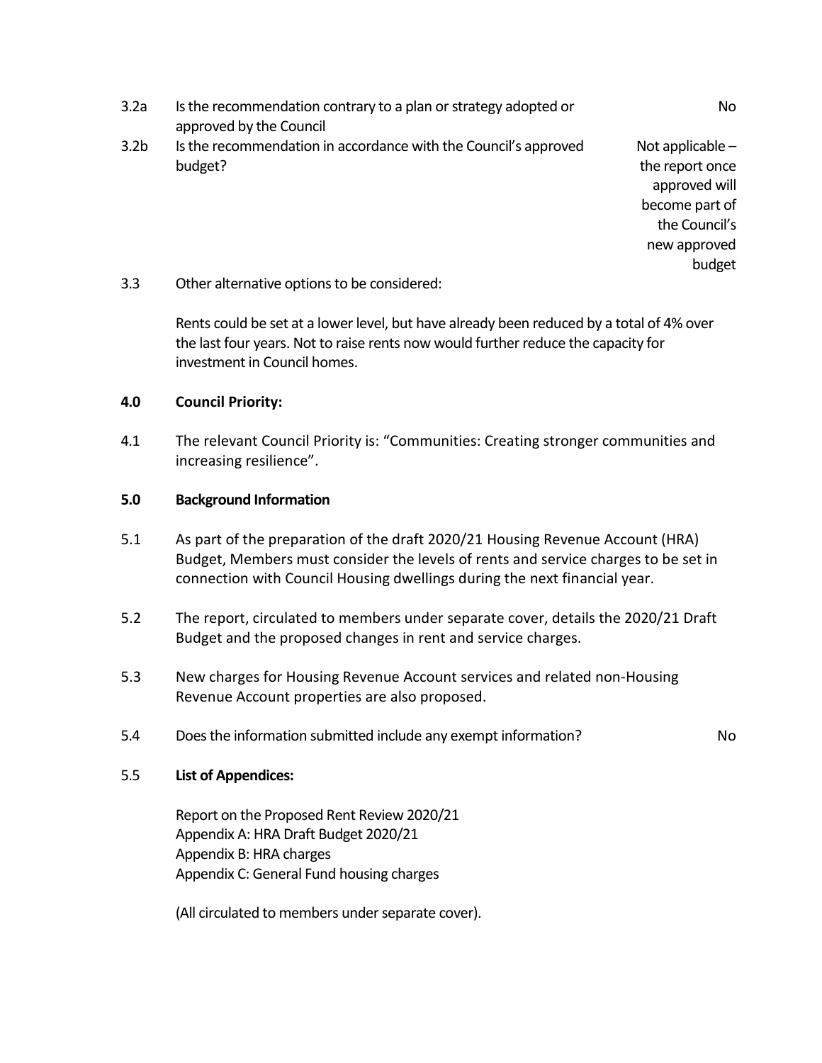3.2a Is the recommendation contrary to a plan or strategy adopted or approved by the Council — No

3.2b Is the recommendation in accordance with the Council's approved budget? — Not applicable – the report once approved will become part of the Council's new approved budget

3.3 Other alternative options to be considered:

Rents could be set at a lower level, but have already been reduced by a total of 4% over the last four years. Not to raise rents now would further reduce the capacity for investment in Council homes.

**4.0 Council Priority:**

4.1 The relevant Council Priority is: "Communities: Creating stronger communities and increasing resilience".

**5.0 Background Information**

5.1 As part of the preparation of the draft 2020/21 Housing Revenue Account (HRA) Budget, Members must consider the levels of rents and service charges to be set in connection with Council Housing dwellings during the next financial year.

5.2 The report, circulated to members under separate cover, details the 2020/21 Draft Budget and the proposed changes in rent and service charges.

5.3 New charges for Housing Revenue Account services and related non-Housing Revenue Account properties are also proposed.

5.4 Does the information submitted include any exempt information? — No

5.5 **List of Appendices:**

Report on the Proposed Rent Review 2020/21
Appendix A: HRA Draft Budget 2020/21
Appendix B: HRA charges
Appendix C: General Fund housing charges

(All circulated to members under separate cover).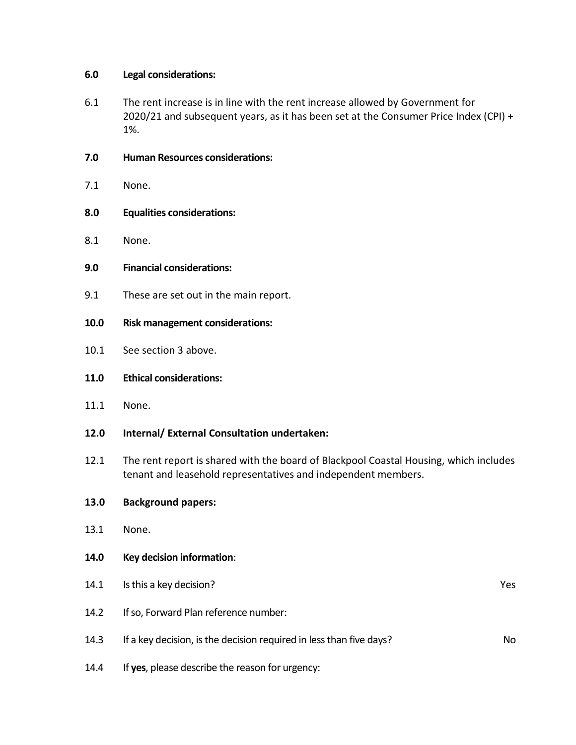**6.0 Legal considerations:**

6.1 The rent increase is in line with the rent increase allowed by Government for 2020/21 and subsequent years, as it has been set at the Consumer Price Index (CPI) + 1%.

**7.0 Human Resources considerations:**

7.1 None.

**8.0 Equalities considerations:**

8.1 None.

**9.0 Financial considerations:**

9.1 These are set out in the main report.

**10.0 Risk management considerations:**

10.1 See section 3 above.

**11.0 Ethical considerations:**

11.1 None.

**12.0 Internal/ External Consultation undertaken:**

12.1 The rent report is shared with the board of Blackpool Coastal Housing, which includes tenant and leasehold representatives and independent members.

**13.0 Background papers:**

13.1 None.

**14.0 Key decision information**:

| | | |
|---|---|---|
| 14.1 | Is this a key decision? | Yes |
| 14.2 | If so, Forward Plan reference number: | |
| 14.3 | If a key decision, is the decision required in less than five days? | No |
| 14.4 | If **yes**, please describe the reason for urgency: | |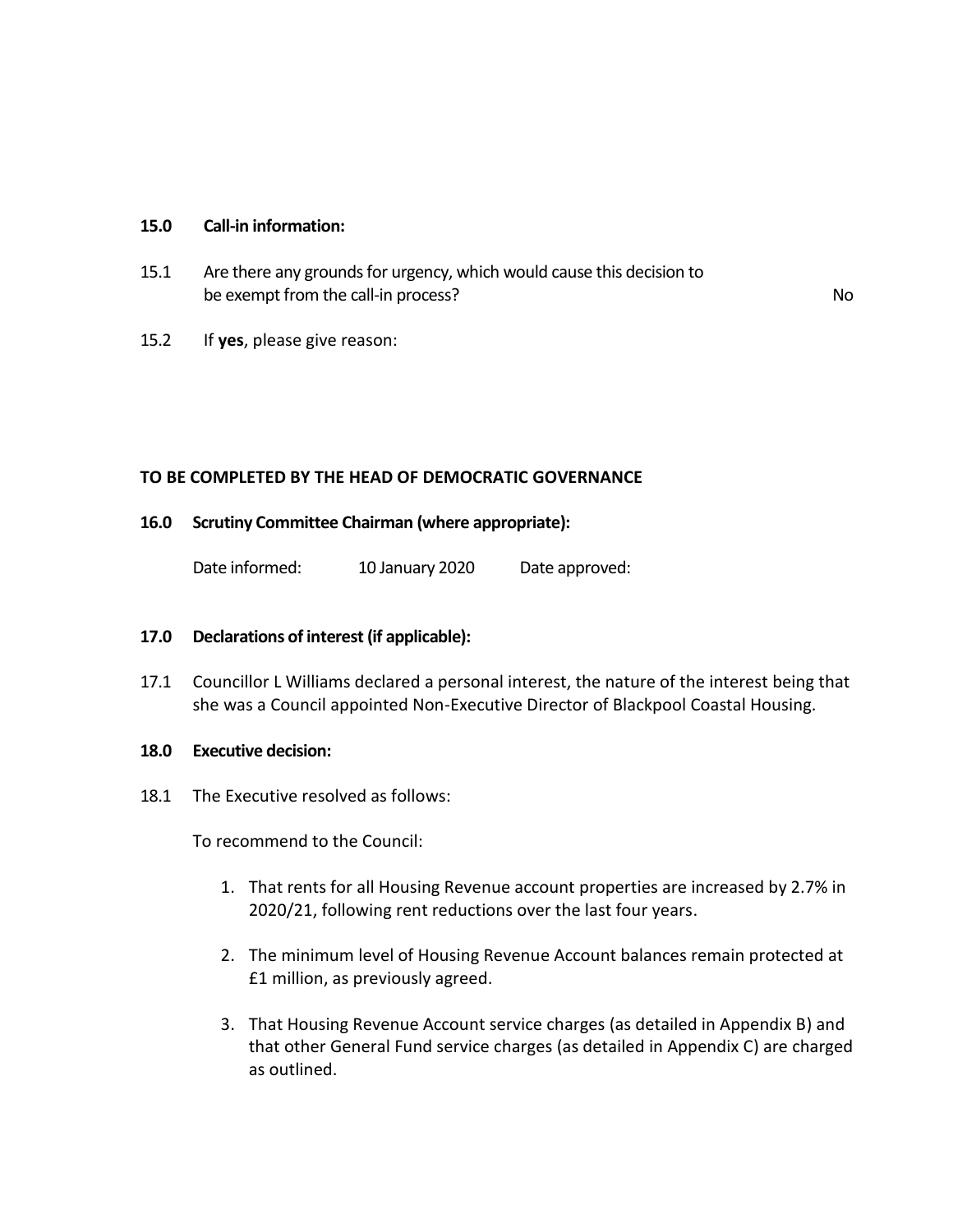**15.0 Call-in information:**

15.1 Are there any grounds for urgency, which would cause this decision to be exempt from the call-in process? No

15.2 If **yes**, please give reason:

**TO BE COMPLETED BY THE HEAD OF DEMOCRATIC GOVERNANCE**

**16.0 Scrutiny Committee Chairman (where appropriate):**

Date informed: 10 January 2020 Date approved:

**17.0 Declarations of interest (if applicable):**

17.1 Councillor L Williams declared a personal interest, the nature of the interest being that she was a Council appointed Non-Executive Director of Blackpool Coastal Housing.

**18.0 Executive decision:**

18.1 The Executive resolved as follows:

To recommend to the Council:

1. That rents for all Housing Revenue account properties are increased by 2.7% in 2020/21, following rent reductions over the last four years.
2. The minimum level of Housing Revenue Account balances remain protected at £1 million, as previously agreed.
3. That Housing Revenue Account service charges (as detailed in Appendix B) and that other General Fund service charges (as detailed in Appendix C) are charged as outlined.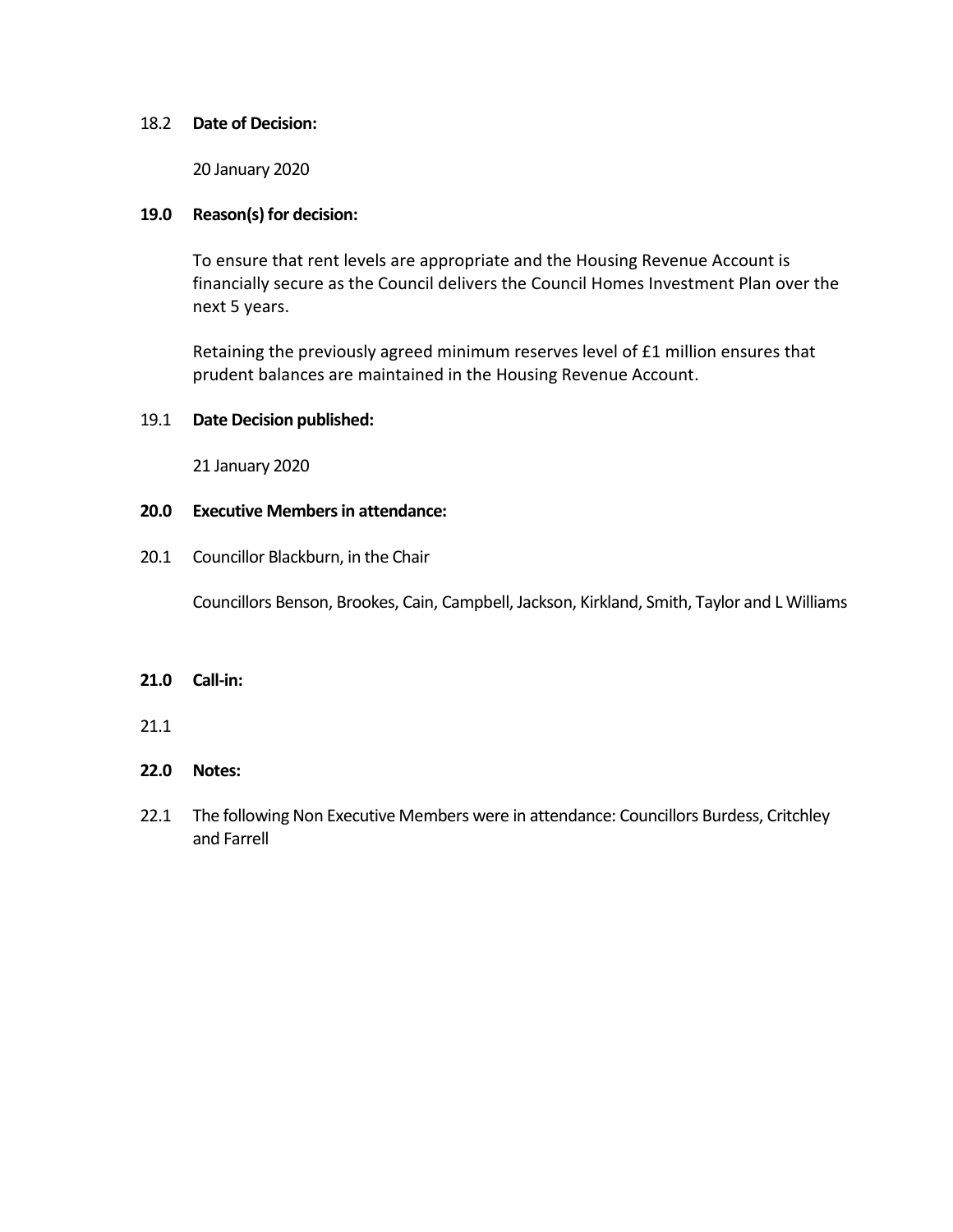18.2 **Date of Decision:**

20 January 2020

**19.0 Reason(s) for decision:**

To ensure that rent levels are appropriate and the Housing Revenue Account is financially secure as the Council delivers the Council Homes Investment Plan over the next 5 years.

Retaining the previously agreed minimum reserves level of £1 million ensures that prudent balances are maintained in the Housing Revenue Account.

19.1 **Date Decision published:**

21 January 2020

**20.0 Executive Members in attendance:**

20.1 Councillor Blackburn, in the Chair

Councillors Benson, Brookes, Cain, Campbell, Jackson, Kirkland, Smith, Taylor and L Williams

**21.0 Call-in:**

21.1

**22.0 Notes:**

22.1 The following Non Executive Members were in attendance: Councillors Burdess, Critchley and Farrell